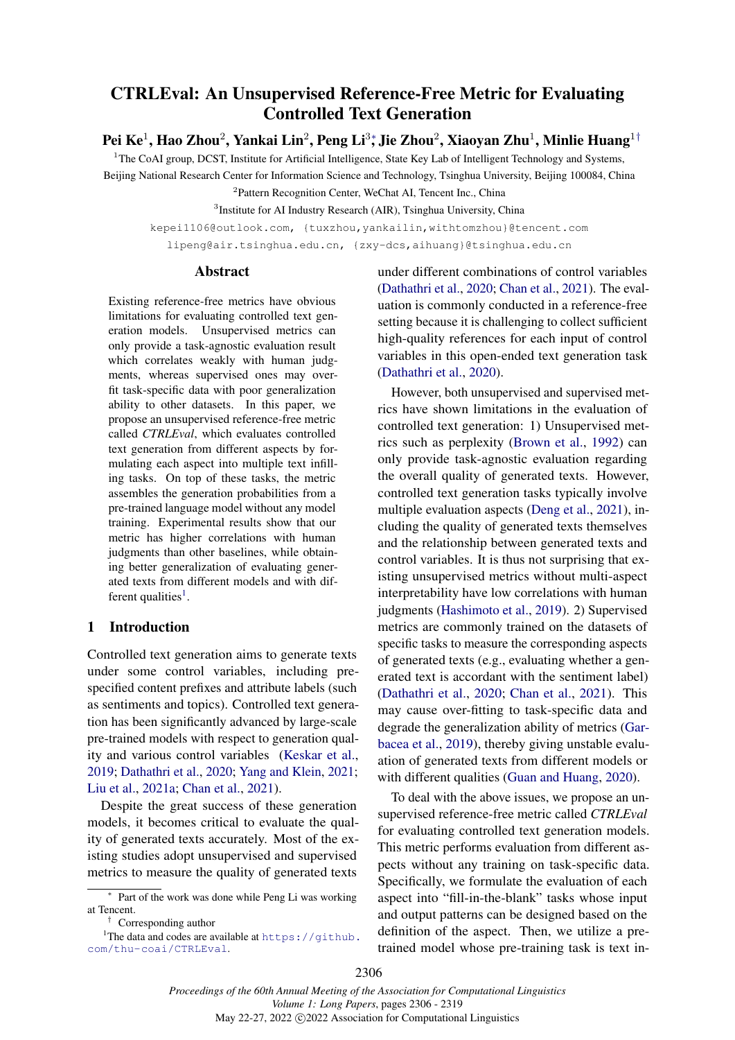# CTRLEval: An Unsupervised Reference-Free Metric for Evaluating Controlled Text Generation

**Pei Ke**[1], **Hao Zhou**[2], **Yankai Lin**[2], **Peng Li**[3]*, **Jie Zhou**[2], **Xiaoyan Zhu**[1], **Minlie Huang**[1]†

[1]The CoAI group, DCST, Institute for Artificial Intelligence, State Key Lab of Intelligent Technology and Systems, Beijing National Research Center for Information Science and Technology, Tsinghua University, Beijing 100084, China

[2]Pattern Recognition Center, WeChat AI, Tencent Inc., China

[3]Institute for AI Industry Research (AIR), Tsinghua University, China

kepei1106@outlook.com, {tuxzhou,yankailin,withtomzhou}@tencent.com
lipeng@air.tsinghua.edu.cn, {zxy-dcs,aihuang}@tsinghua.edu.cn

## Abstract

Existing reference-free metrics have obvious limitations for evaluating controlled text generation models. Unsupervised metrics can only provide a task-agnostic evaluation result which correlates weakly with human judgments, whereas supervised ones may overfit task-specific data with poor generalization ability to other datasets. In this paper, we propose an unsupervised reference-free metric called *CTRLEval*, which evaluates controlled text generation from different aspects by formulating each aspect into multiple text infilling tasks. On top of these tasks, the metric assembles the generation probabilities from a pre-trained language model without any model training. Experimental results show that our metric has higher correlations with human judgments than other baselines, while obtaining better generalization of evaluating generated texts from different models and with different qualities[1].

## 1 Introduction

Controlled text generation aims to generate texts under some control variables, including pre-specified content prefixes and attribute labels (such as sentiments and topics). Controlled text generation has been significantly advanced by large-scale pre-trained models with respect to generation quality and various control variables (Keskar et al., 2019; Dathathri et al., 2020; Yang and Klein, 2021; Liu et al., 2021a; Chan et al., 2021).

Despite the great success of these generation models, it becomes critical to evaluate the quality of generated texts accurately. Most of the existing studies adopt unsupervised and supervised metrics to measure the quality of generated texts under different combinations of control variables (Dathathri et al., 2020; Chan et al., 2021). The evaluation is commonly conducted in a reference-free setting because it is challenging to collect sufficient high-quality references for each input of control variables in this open-ended text generation task (Dathathri et al., 2020).

However, both unsupervised and supervised metrics have shown limitations in the evaluation of controlled text generation: 1) Unsupervised metrics such as perplexity (Brown et al., 1992) can only provide task-agnostic evaluation regarding the overall quality of generated texts. However, controlled text generation tasks typically involve multiple evaluation aspects (Deng et al., 2021), including the quality of generated texts themselves and the relationship between generated texts and control variables. It is thus not surprising that existing unsupervised metrics without multi-aspect interpretability have low correlations with human judgments (Hashimoto et al., 2019). 2) Supervised metrics are commonly trained on the datasets of specific tasks to measure the corresponding aspects of generated texts (e.g., evaluating whether a generated text is accordant with the sentiment label) (Dathathri et al., 2020; Chan et al., 2021). This may cause over-fitting to task-specific data and degrade the generalization ability of metrics (Garbacea et al., 2019), thereby giving unstable evaluation of generated texts from different models or with different qualities (Guan and Huang, 2020).

To deal with the above issues, we propose an unsupervised reference-free metric called *CTRLEval* for evaluating controlled text generation models. This metric performs evaluation from different aspects without any training on task-specific data. Specifically, we formulate the evaluation of each aspect into "fill-in-the-blank" tasks whose input and output patterns can be designed based on the definition of the aspect. Then, we utilize a pre-trained model whose pre-training task is text in-

---

\* Part of the work was done while Peng Li was working at Tencent.

† Corresponding author

[1]The data and codes are available at https://github.com/thu-coai/CTRLEval.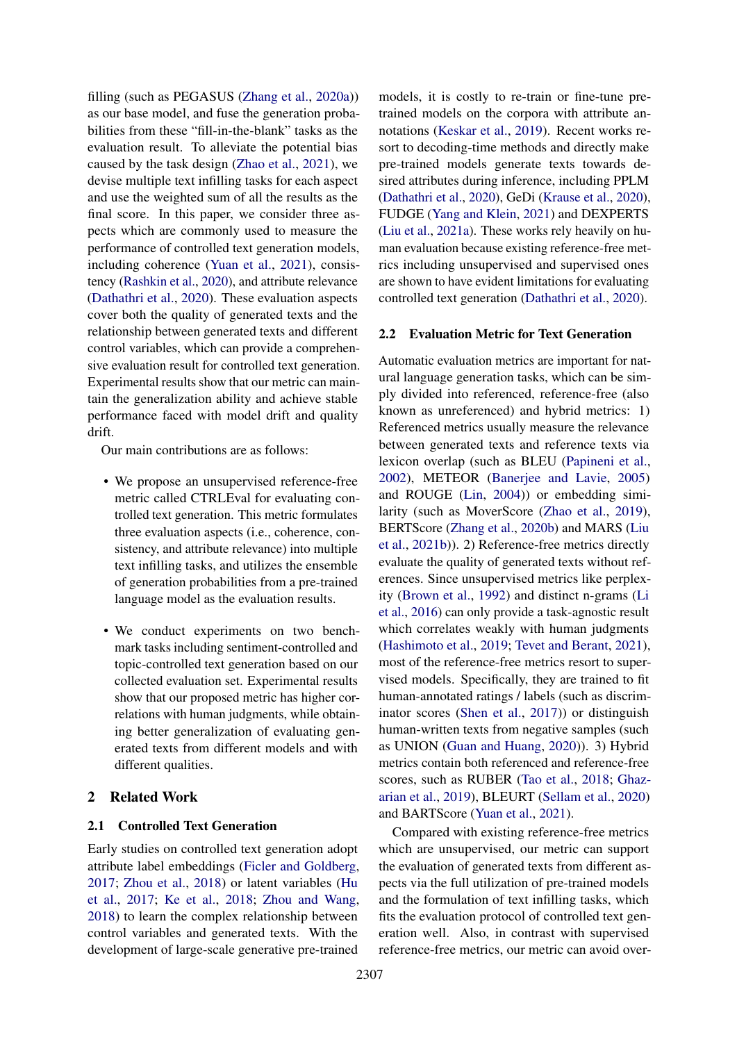filling (such as PEGASUS (Zhang et al., 2020a)) as our base model, and fuse the generation probabilities from these "fill-in-the-blank" tasks as the evaluation result. To alleviate the potential bias caused by the task design (Zhao et al., 2021), we devise multiple text infilling tasks for each aspect and use the weighted sum of all the results as the final score. In this paper, we consider three aspects which are commonly used to measure the performance of controlled text generation models, including coherence (Yuan et al., 2021), consistency (Rashkin et al., 2020), and attribute relevance (Dathathri et al., 2020). These evaluation aspects cover both the quality of generated texts and the relationship between generated texts and different control variables, which can provide a comprehensive evaluation result for controlled text generation. Experimental results show that our metric can maintain the generalization ability and achieve stable performance faced with model drift and quality drift.

Our main contributions are as follows:

- We propose an unsupervised reference-free metric called CTRLEval for evaluating controlled text generation. This metric formulates three evaluation aspects (i.e., coherence, consistency, and attribute relevance) into multiple text infilling tasks, and utilizes the ensemble of generation probabilities from a pre-trained language model as the evaluation results.
- We conduct experiments on two benchmark tasks including sentiment-controlled and topic-controlled text generation based on our collected evaluation set. Experimental results show that our proposed metric has higher correlations with human judgments, while obtaining better generalization of evaluating generated texts from different models and with different qualities.

## 2 Related Work

### 2.1 Controlled Text Generation

Early studies on controlled text generation adopt attribute label embeddings (Ficler and Goldberg, 2017; Zhou et al., 2018) or latent variables (Hu et al., 2017; Ke et al., 2018; Zhou and Wang, 2018) to learn the complex relationship between control variables and generated texts. With the development of large-scale generative pre-trained models, it is costly to re-train or fine-tune pre-trained models on the corpora with attribute annotations (Keskar et al., 2019). Recent works resort to decoding-time methods and directly make pre-trained models generate texts towards desired attributes during inference, including PPLM (Dathathri et al., 2020), GeDi (Krause et al., 2020), FUDGE (Yang and Klein, 2021) and DEXPERTS (Liu et al., 2021a). These works rely heavily on human evaluation because existing reference-free metrics including unsupervised and supervised ones are shown to have evident limitations for evaluating controlled text generation (Dathathri et al., 2020).

### 2.2 Evaluation Metric for Text Generation

Automatic evaluation metrics are important for natural language generation tasks, which can be simply divided into referenced, reference-free (also known as unreferenced) and hybrid metrics: 1) Referenced metrics usually measure the relevance between generated texts and reference texts via lexicon overlap (such as BLEU (Papineni et al., 2002), METEOR (Banerjee and Lavie, 2005) and ROUGE (Lin, 2004)) or embedding similarity (such as MoverScore (Zhao et al., 2019), BERTScore (Zhang et al., 2020b) and MARS (Liu et al., 2021b)). 2) Reference-free metrics directly evaluate the quality of generated texts without references. Since unsupervised metrics like perplexity (Brown et al., 1992) and distinct n-grams (Li et al., 2016) can only provide a task-agnostic result which correlates weakly with human judgments (Hashimoto et al., 2019; Tevet and Berant, 2021), most of the reference-free metrics resort to supervised models. Specifically, they are trained to fit human-annotated ratings / labels (such as discriminator scores (Shen et al., 2017)) or distinguish human-written texts from negative samples (such as UNION (Guan and Huang, 2020)). 3) Hybrid metrics contain both referenced and reference-free scores, such as RUBER (Tao et al., 2018; Ghazarian et al., 2019), BLEURT (Sellam et al., 2020) and BARTScore (Yuan et al., 2021).

Compared with existing reference-free metrics which are unsupervised, our metric can support the evaluation of generated texts from different aspects via the full utilization of pre-trained models and the formulation of text infilling tasks, which fits the evaluation protocol of controlled text generation well. Also, in contrast with supervised reference-free metrics, our metric can avoid over-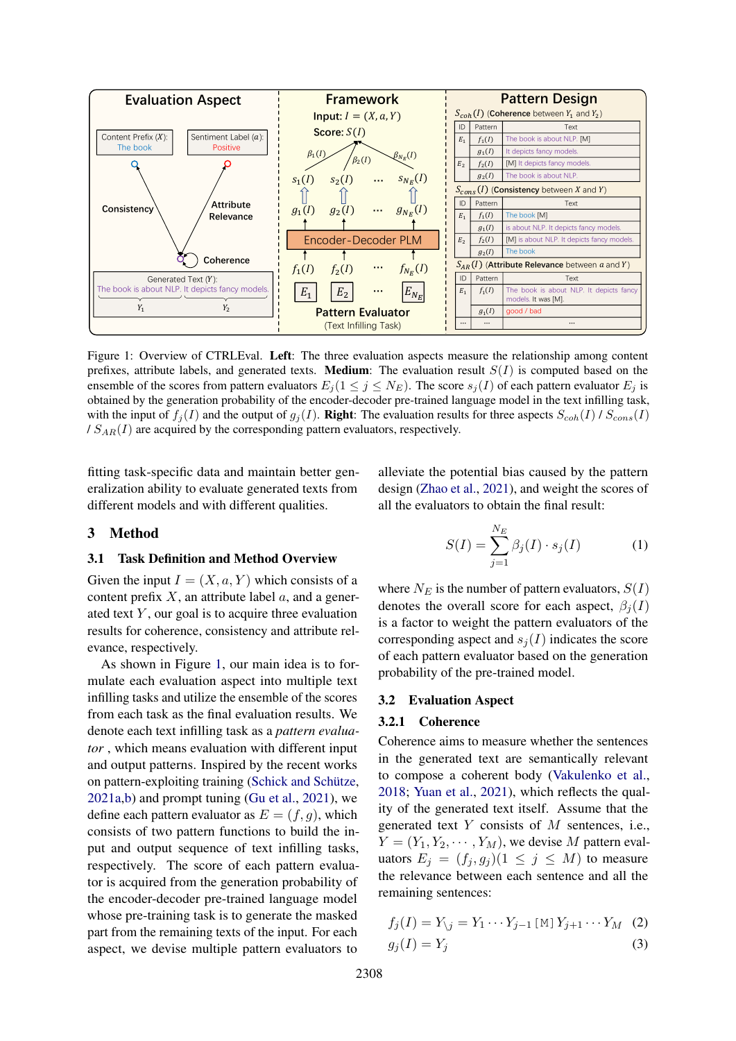Figure 1: Overview of CTRLEval. **Left**: The three evaluation aspects measure the relationship among content prefixes, attribute labels, and generated texts. **Medium**: The evaluation result $S(I)$ is computed based on the ensemble of the scores from pattern evaluators $E_j (1 \leq j \leq N_E)$. The score $s_j(I)$ of each pattern evaluator $E_j$ is obtained by the generation probability of the encoder-decoder pre-trained language model in the text infilling task, with the input of $f_j(I)$ and the output of $g_j(I)$. **Right**: The evaluation results for three aspects $S_{coh}(I)$ / $S_{cons}(I)$ / $S_{AR}(I)$ are acquired by the corresponding pattern evaluators, respectively.

fitting task-specific data and maintain better generalization ability to evaluate generated texts from different models and with different qualities.

## 3 Method

### 3.1 Task Definition and Method Overview

Given the input $I = (X, a, Y)$ which consists of a content prefix $X$, an attribute label $a$, and a generated text $Y$, our goal is to acquire three evaluation results for coherence, consistency and attribute relevance, respectively.

As shown in Figure 1, our main idea is to formulate each evaluation aspect into multiple text infilling tasks and utilize the ensemble of the scores from each task as the final evaluation results. We denote each text infilling task as a *pattern evaluator* , which means evaluation with different input and output patterns. Inspired by the recent works on pattern-exploiting training (Schick and Schütze, 2021a,b) and prompt tuning (Gu et al., 2021), we define each pattern evaluator as $E = (f, g)$, which consists of two pattern functions to build the input and output sequence of text infilling tasks, respectively. The score of each pattern evaluator is acquired from the generation probability of the encoder-decoder pre-trained language model whose pre-training task is to generate the masked part from the remaining texts of the input. For each aspect, we devise multiple pattern evaluators to alleviate the potential bias caused by the pattern design (Zhao et al., 2021), and weight the scores of all the evaluators to obtain the final result:

$$S(I) = \sum_{j=1}^{N_E} \beta_j(I) \cdot s_j(I) \tag{1}$$

where $N_E$ is the number of pattern evaluators, $S(I)$ denotes the overall score for each aspect, $\beta_j(I)$ is a factor to weight the pattern evaluators of the corresponding aspect and $s_j(I)$ indicates the score of each pattern evaluator based on the generation probability of the pre-trained model.

### 3.2 Evaluation Aspect

#### 3.2.1 Coherence

Coherence aims to measure whether the sentences in the generated text are semantically relevant to compose a coherent body (Vakulenko et al., 2018; Yuan et al., 2021), which reflects the quality of the generated text itself. Assume that the generated text $Y$ consists of $M$ sentences, i.e., $Y = (Y_1, Y_2, \cdots, Y_M)$, we devise $M$ pattern evaluators $E_j = (f_j, g_j)(1 \leq j \leq M)$ to measure the relevance between each sentence and all the remaining sentences:

$$f_j(I) = Y_{\backslash j} = Y_1 \cdots Y_{j-1} \,[\mathrm{M}]\, Y_{j+1} \cdots Y_M \tag{2}$$

$$g_j(I) = Y_j \tag{3}$$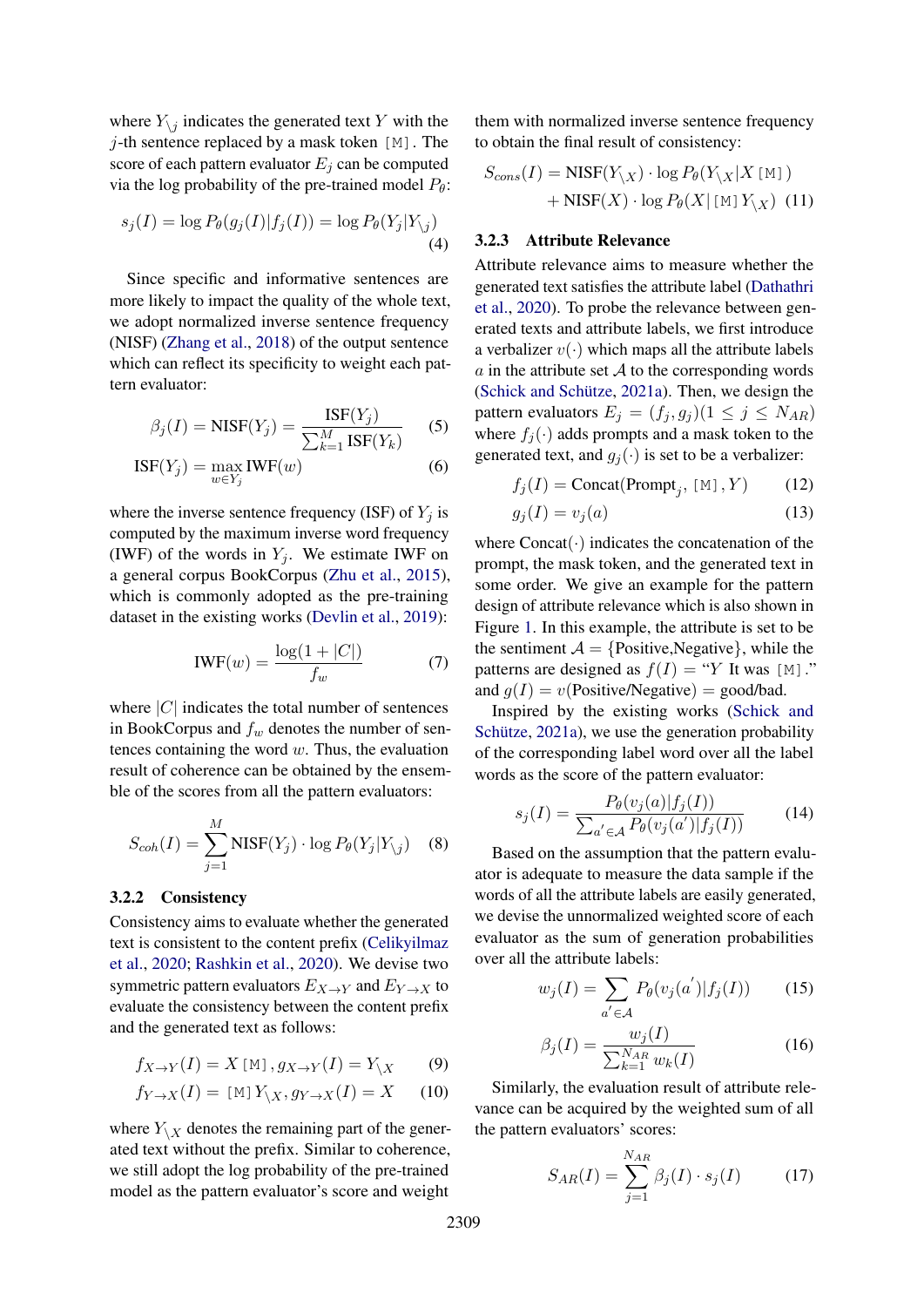where $Y_{\backslash j}$ indicates the generated text $Y$ with the $j$-th sentence replaced by a mask token `[M]`. The score of each pattern evaluator $E_j$ can be computed via the log probability of the pre-trained model $P_\theta$:

$$s_j(I) = \log P_\theta(g_j(I)|f_j(I)) = \log P_\theta(Y_j|Y_{\backslash j}) \quad (4)$$

Since specific and informative sentences are more likely to impact the quality of the whole text, we adopt normalized inverse sentence frequency (NISF) (Zhang et al., 2018) of the output sentence which can reflect its specificity to weight each pattern evaluator:

$$\beta_j(I) = \text{NISF}(Y_j) = \frac{\text{ISF}(Y_j)}{\sum_{k=1}^{M} \text{ISF}(Y_k)} \quad (5)$$

$$\text{ISF}(Y_j) = \max_{w \in Y_j} \text{IWF}(w) \quad (6)$$

where the inverse sentence frequency (ISF) of $Y_j$ is computed by the maximum inverse word frequency (IWF) of the words in $Y_j$. We estimate IWF on a general corpus BookCorpus (Zhu et al., 2015), which is commonly adopted as the pre-training dataset in the existing works (Devlin et al., 2019):

$$\text{IWF}(w) = \frac{\log(1 + |C|)}{f_w} \quad (7)$$

where $|C|$ indicates the total number of sentences in BookCorpus and $f_w$ denotes the number of sentences containing the word $w$. Thus, the evaluation result of coherence can be obtained by the ensemble of the scores from all the pattern evaluators:

$$S_{coh}(I) = \sum_{j=1}^{M} \text{NISF}(Y_j) \cdot \log P_\theta(Y_j|Y_{\backslash j}) \quad (8)$$

#### 3.2.2 Consistency

Consistency aims to evaluate whether the generated text is consistent to the content prefix (Celikyilmaz et al., 2020; Rashkin et al., 2020). We devise two symmetric pattern evaluators $E_{X \to Y}$ and $E_{Y \to X}$ to evaluate the consistency between the content prefix and the generated text as follows:

$$f_{X \to Y}(I) = X\,\texttt{[M]}, g_{X \to Y}(I) = Y_{\backslash X} \quad (9)$$

$$f_{Y \to X}(I) = \texttt{[M]}\,Y_{\backslash X}, g_{Y \to X}(I) = X \quad (10)$$

where $Y_{\backslash X}$ denotes the remaining part of the generated text without the prefix. Similar to coherence, we still adopt the log probability of the pre-trained model as the pattern evaluator's score and weight them with normalized inverse sentence frequency to obtain the final result of consistency:

$$S_{cons}(I) = \text{NISF}(Y_{\backslash X}) \cdot \log P_\theta(Y_{\backslash X}|X\,\texttt{[M]}) + \text{NISF}(X) \cdot \log P_\theta(X|\texttt{[M]}\,Y_{\backslash X}) \quad (11)$$

#### 3.2.3 Attribute Relevance

Attribute relevance aims to measure whether the generated text satisfies the attribute label (Dathathri et al., 2020). To probe the relevance between generated texts and attribute labels, we first introduce a verbalizer $v(\cdot)$ which maps all the attribute labels $a$ in the attribute set $\mathcal{A}$ to the corresponding words (Schick and Schütze, 2021a). Then, we design the pattern evaluators $E_j = (f_j, g_j)(1 \leq j \leq N_{AR})$ where $f_j(\cdot)$ adds prompts and a mask token to the generated text, and $g_j(\cdot)$ is set to be a verbalizer:

$$f_j(I) = \text{Concat}(\text{Prompt}_j, \texttt{[M]}, Y) \quad (12)$$

$$g_j(I) = v_j(a) \quad (13)$$

where Concat$(\cdot)$ indicates the concatenation of the prompt, the mask token, and the generated text in some order. We give an example for the pattern design of attribute relevance which is also shown in Figure 1. In this example, the attribute is set to be the sentiment $\mathcal{A}$ = {Positive,Negative}, while the patterns are designed as $f(I)$ = "$Y$ It was `[M]`." and $g(I) = v$(Positive/Negative) = good/bad.

Inspired by the existing works (Schick and Schütze, 2021a), we use the generation probability of the corresponding label word over all the label words as the score of the pattern evaluator:

$$s_j(I) = \frac{P_\theta(v_j(a)|f_j(I))}{\sum_{a' \in \mathcal{A}} P_\theta(v_j(a')|f_j(I))} \quad (14)$$

Based on the assumption that the pattern evaluator is adequate to measure the data sample if the words of all the attribute labels are easily generated, we devise the unnormalized weighted score of each evaluator as the sum of generation probabilities over all the attribute labels:

$$w_j(I) = \sum_{a' \in \mathcal{A}} P_\theta(v_j(a')|f_j(I)) \quad (15)$$

$$\beta_j(I) = \frac{w_j(I)}{\sum_{k=1}^{N_{AR}} w_k(I)} \quad (16)$$

Similarly, the evaluation result of attribute relevance can be acquired by the weighted sum of all the pattern evaluators' scores:

$$S_{AR}(I) = \sum_{j=1}^{N_{AR}} \beta_j(I) \cdot s_j(I) \quad (17)$$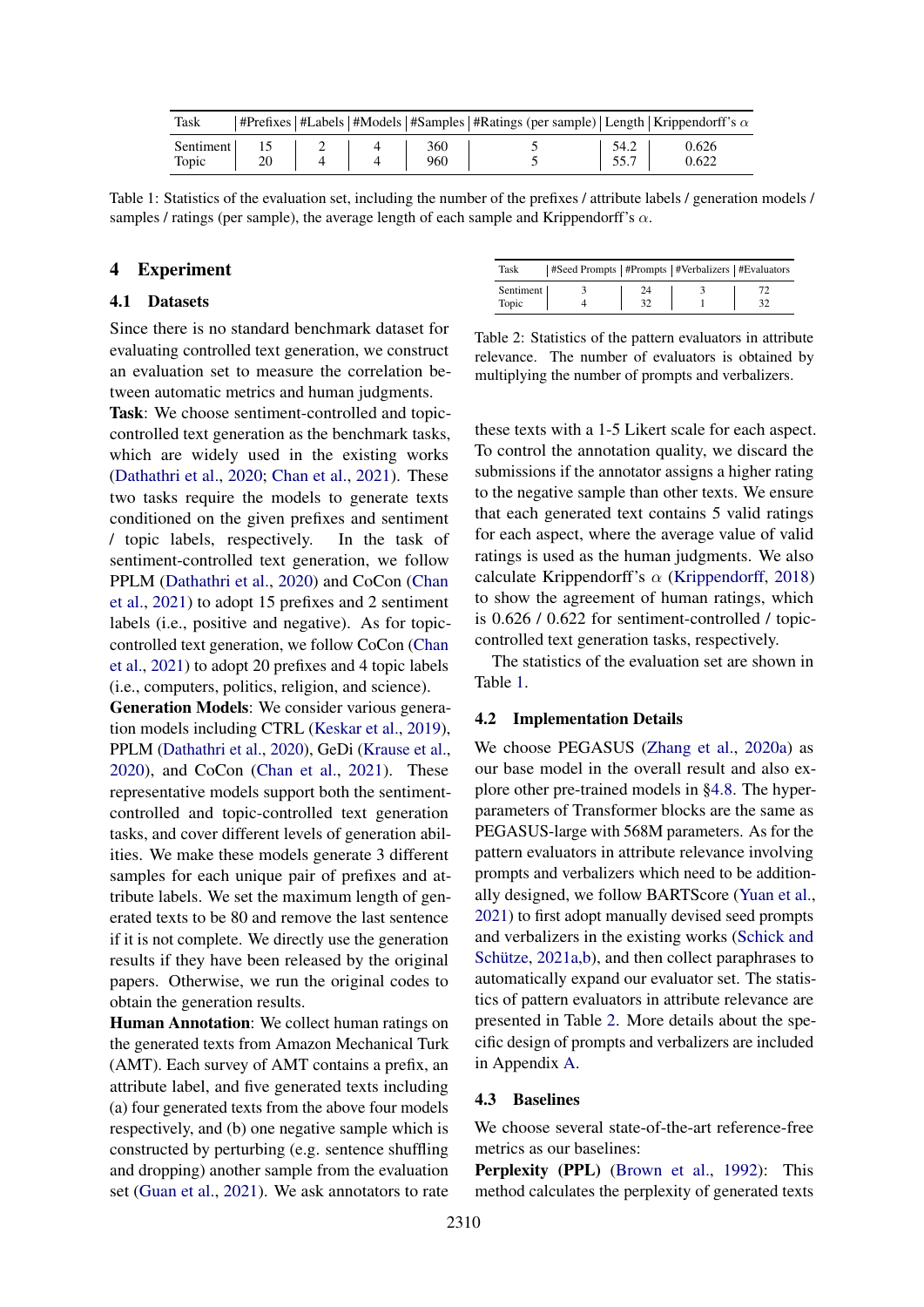| Task | #Prefixes | #Labels | #Models | #Samples | #Ratings (per sample) | Length | Krippendorff's $\alpha$ |
|---|---|---|---|---|---|---|---|
| Sentiment | 15 | 2 | 4 | 360 | 5 | 54.2 | 0.626 |
| Topic | 20 | 4 | 4 | 960 | 5 | 55.7 | 0.622 |

Table 1: Statistics of the evaluation set, including the number of the prefixes / attribute labels / generation models / samples / ratings (per sample), the average length of each sample and Krippendorff's $\alpha$.

## 4 Experiment

### 4.1 Datasets

Since there is no standard benchmark dataset for evaluating controlled text generation, we construct an evaluation set to measure the correlation between automatic metrics and human judgments.

**Task**: We choose sentiment-controlled and topic-controlled text generation as the benchmark tasks, which are widely used in the existing works (Dathathri et al., 2020; Chan et al., 2021). These two tasks require the models to generate texts conditioned on the given prefixes and sentiment / topic labels, respectively. In the task of sentiment-controlled text generation, we follow PPLM (Dathathri et al., 2020) and CoCon (Chan et al., 2021) to adopt 15 prefixes and 2 sentiment labels (i.e., positive and negative). As for topic-controlled text generation, we follow CoCon (Chan et al., 2021) to adopt 20 prefixes and 4 topic labels (i.e., computers, politics, religion, and science).

**Generation Models**: We consider various generation models including CTRL (Keskar et al., 2019), PPLM (Dathathri et al., 2020), GeDi (Krause et al., 2020), and CoCon (Chan et al., 2021). These representative models support both the sentiment-controlled and topic-controlled text generation tasks, and cover different levels of generation abilities. We make these models generate 3 different samples for each unique pair of prefixes and attribute labels. We set the maximum length of generated texts to be 80 and remove the last sentence if it is not complete. We directly use the generation results if they have been released by the original papers. Otherwise, we run the original codes to obtain the generation results.

**Human Annotation**: We collect human ratings on the generated texts from Amazon Mechanical Turk (AMT). Each survey of AMT contains a prefix, an attribute label, and five generated texts including (a) four generated texts from the above four models respectively, and (b) one negative sample which is constructed by perturbing (e.g. sentence shuffling and dropping) another sample from the evaluation set (Guan et al., 2021). We ask annotators to rate these texts with a 1-5 Likert scale for each aspect. To control the annotation quality, we discard the submissions if the annotator assigns a higher rating to the negative sample than other texts. We ensure that each generated text contains 5 valid ratings for each aspect, where the average value of valid ratings is used as the human judgments. We also calculate Krippendorff's $\alpha$ (Krippendorff, 2018) to show the agreement of human ratings, which is 0.626 / 0.622 for sentiment-controlled / topic-controlled text generation tasks, respectively.

The statistics of the evaluation set are shown in Table 1.

| Task | #Seed Prompts | #Prompts | #Verbalizers | #Evaluators |
|---|---|---|---|---|
| Sentiment | 3 | 24 | 3 | 72 |
| Topic | 4 | 32 | 1 | 32 |

Table 2: Statistics of the pattern evaluators in attribute relevance. The number of evaluators is obtained by multiplying the number of prompts and verbalizers.

### 4.2 Implementation Details

We choose PEGASUS (Zhang et al., 2020a) as our base model in the overall result and also explore other pre-trained models in §4.8. The hyper-parameters of Transformer blocks are the same as PEGASUS-large with 568M parameters. As for the pattern evaluators in attribute relevance involving prompts and verbalizers which need to be additionally designed, we follow BARTScore (Yuan et al., 2021) to first adopt manually devised seed prompts and verbalizers in the existing works (Schick and Schütze, 2021a,b), and then collect paraphrases to automatically expand our evaluator set. The statistics of pattern evaluators in attribute relevance are presented in Table 2. More details about the specific design of prompts and verbalizers are included in Appendix A.

### 4.3 Baselines

We choose several state-of-the-art reference-free metrics as our baselines:

**Perplexity (PPL)** (Brown et al., 1992): This method calculates the perplexity of generated texts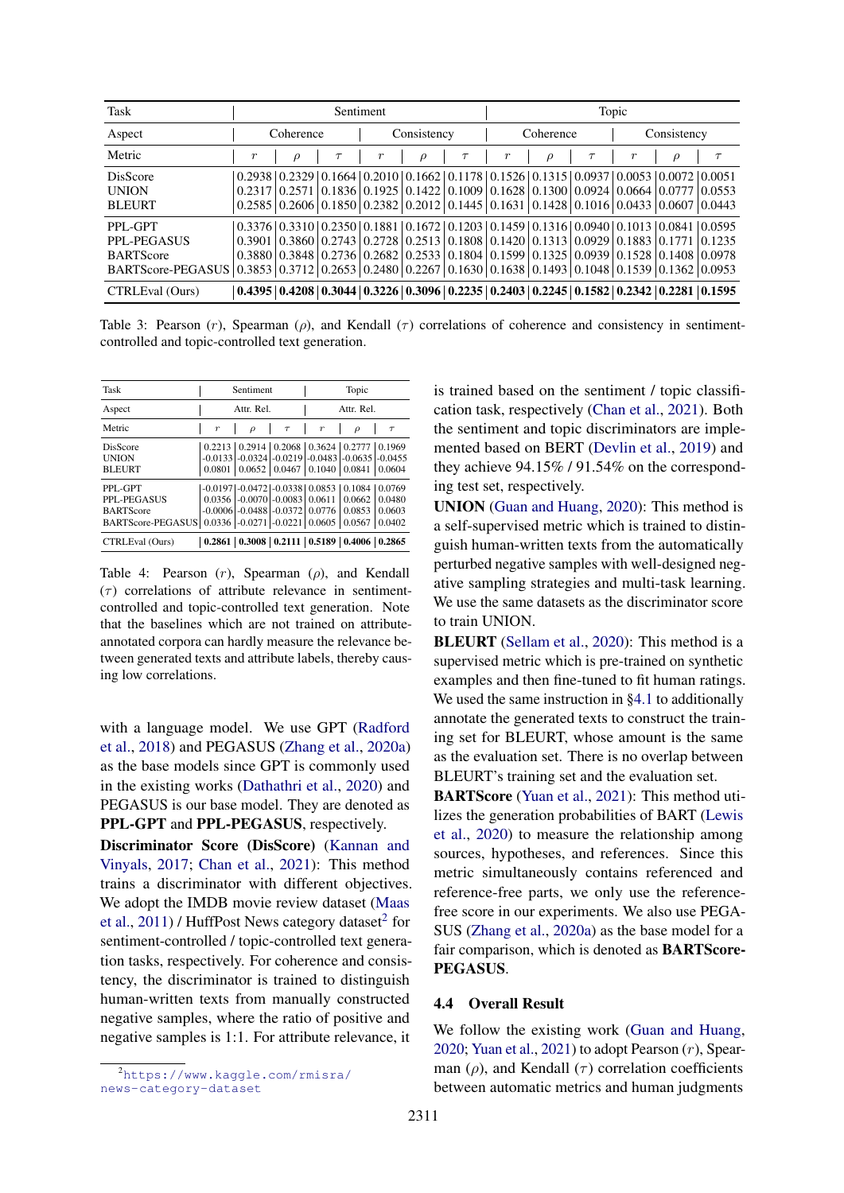| Task | Sentiment | | | | | | Topic | | | | | |
|---|---|---|---|---|---|---|---|---|---|---|---|---|
| Aspect | Coherence | | | Consistency | | | Coherence | | | Consistency | | |
| Metric | $r$ | $\rho$ | $\tau$ | $r$ | $\rho$ | $\tau$ | $r$ | $\rho$ | $\tau$ | $r$ | $\rho$ | $\tau$ |
| DisScore | 0.2938 | 0.2329 | 0.1664 | 0.2010 | 0.1662 | 0.1178 | 0.1526 | 0.1315 | 0.0937 | 0.0053 | 0.0072 | 0.0051 |
| UNION | 0.2317 | 0.2571 | 0.1836 | 0.1925 | 0.1422 | 0.1009 | 0.1628 | 0.1300 | 0.0924 | 0.0664 | 0.0777 | 0.0553 |
| BLEURT | 0.2585 | 0.2606 | 0.1850 | 0.2382 | 0.2012 | 0.1445 | 0.1631 | 0.1428 | 0.1016 | 0.0433 | 0.0607 | 0.0443 |
| PPL-GPT | 0.3376 | 0.3310 | 0.2350 | 0.1881 | 0.1672 | 0.1203 | 0.1459 | 0.1316 | 0.0940 | 0.1013 | 0.0841 | 0.0595 |
| PPL-PEGASUS | 0.3901 | 0.3860 | 0.2743 | 0.2728 | 0.2513 | 0.1808 | 0.1420 | 0.1313 | 0.0929 | 0.1883 | 0.1771 | 0.1235 |
| BARTScore | 0.3880 | 0.3848 | 0.2736 | 0.2682 | 0.2533 | 0.1804 | 0.1599 | 0.1325 | 0.0939 | 0.1528 | 0.1408 | 0.0978 |
| BARTScore-PEGASUS | 0.3853 | 0.3712 | 0.2653 | 0.2480 | 0.2267 | 0.1630 | 0.1638 | 0.1493 | 0.1048 | 0.1539 | 0.1362 | 0.0953 |
| CTRLEval (Ours) | **0.4395** | **0.4208** | **0.3044** | **0.3226** | **0.3096** | **0.2235** | **0.2403** | **0.2245** | **0.1582** | **0.2342** | **0.2281** | **0.1595** |

Table 3: Pearson ($r$), Spearman ($\rho$), and Kendall ($\tau$) correlations of coherence and consistency in sentiment-controlled and topic-controlled text generation.

| Task | Sentiment | | | Topic | | |
|---|---|---|---|---|---|---|
| Aspect | Attr. Rel. | | | Attr. Rel. | | |
| Metric | $r$ | $\rho$ | $\tau$ | $r$ | $\rho$ | $\tau$ |
| DisScore | 0.2213 | 0.2914 | 0.2068 | 0.3624 | 0.2777 | 0.1969 |
| UNION | -0.0133 | -0.0324 | -0.0219 | -0.0483 | -0.0635 | -0.0455 |
| BLEURT | 0.0801 | 0.0652 | 0.0467 | 0.1040 | 0.0841 | 0.0604 |
| PPL-GPT | -0.0197 | -0.0472 | -0.0338 | 0.0853 | 0.1084 | 0.0769 |
| PPL-PEGASUS | 0.0356 | -0.0070 | -0.0083 | 0.0611 | 0.0662 | 0.0480 |
| BARTScore | -0.0006 | -0.0488 | -0.0372 | 0.0776 | 0.0853 | 0.0603 |
| BARTScore-PEGASUS | 0.0336 | -0.0271 | -0.0221 | 0.0605 | 0.0567 | 0.0402 |
| CTRLEval (Ours) | **0.2861** | **0.3008** | **0.2111** | **0.5189** | **0.4006** | **0.2865** |

Table 4: Pearson ($r$), Spearman ($\rho$), and Kendall ($\tau$) correlations of attribute relevance in sentiment-controlled and topic-controlled text generation. Note that the baselines which are not trained on attribute-annotated corpora can hardly measure the relevance between generated texts and attribute labels, thereby causing low correlations.

with a language model. We use GPT (Radford et al., 2018) and PEGASUS (Zhang et al., 2020a) as the base models since GPT is commonly used in the existing works (Dathathri et al., 2020) and PEGASUS is our base model. They are denoted as **PPL-GPT** and **PPL-PEGASUS**, respectively.

**Discriminator Score (DisScore)** (Kannan and Vinyals, 2017; Chan et al., 2021): This method trains a discriminator with different objectives. We adopt the IMDB movie review dataset (Maas et al., 2011) / HuffPost News category dataset[2] for sentiment-controlled / topic-controlled text generation tasks, respectively. For coherence and consistency, the discriminator is trained to distinguish human-written texts from manually constructed negative samples, where the ratio of positive and negative samples is 1:1. For attribute relevance, it is trained based on the sentiment / topic classification task, respectively (Chan et al., 2021). Both the sentiment and topic discriminators are implemented based on BERT (Devlin et al., 2019) and they achieve 94.15% / 91.54% on the corresponding test set, respectively.

**UNION** (Guan and Huang, 2020): This method is a self-supervised metric which is trained to distinguish human-written texts from the automatically perturbed negative samples with well-designed negative sampling strategies and multi-task learning. We use the same datasets as the discriminator score to train UNION.

**BLEURT** (Sellam et al., 2020): This method is a supervised metric which is pre-trained on synthetic examples and then fine-tuned to fit human ratings. We used the same instruction in §4.1 to additionally annotate the generated texts to construct the training set for BLEURT, whose amount is the same as the evaluation set. There is no overlap between BLEURT's training set and the evaluation set.

**BARTScore** (Yuan et al., 2021): This method utilizes the generation probabilities of BART (Lewis et al., 2020) to measure the relationship among sources, hypotheses, and references. Since this metric simultaneously contains referenced and reference-free parts, we only use the reference-free score in our experiments. We also use PEGASUS (Zhang et al., 2020a) as the base model for a fair comparison, which is denoted as **BARTScore-PEGASUS**.

### 4.4 Overall Result

We follow the existing work (Guan and Huang, 2020; Yuan et al., 2021) to adopt Pearson ($r$), Spearman ($\rho$), and Kendall ($\tau$) correlation coefficients between automatic metrics and human judgments

[2] https://www.kaggle.com/rmisra/news-category-dataset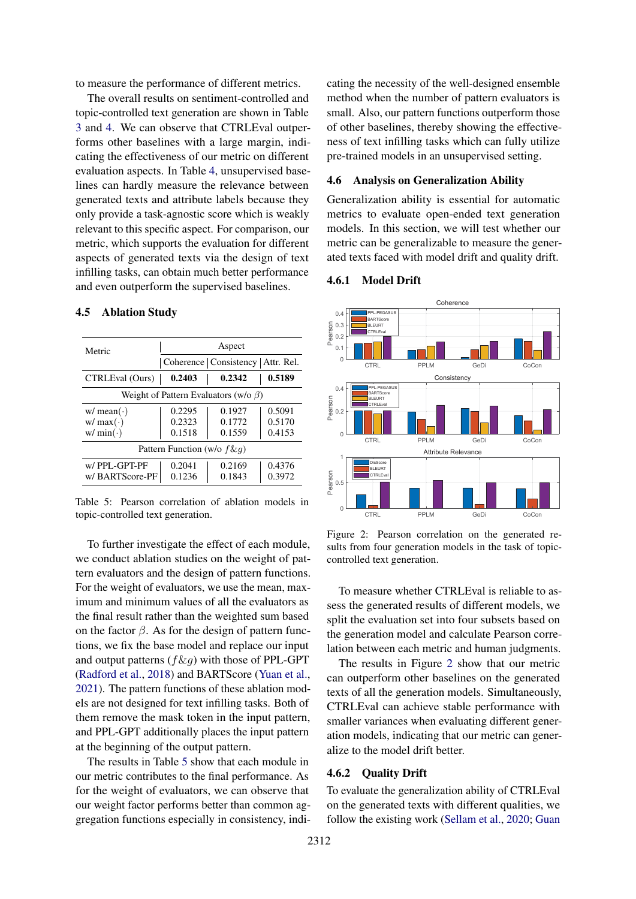to measure the performance of different metrics.

The overall results on sentiment-controlled and topic-controlled text generation are shown in Table 3 and 4. We can observe that CTRLEval outperforms other baselines with a large margin, indicating the effectiveness of our metric on different evaluation aspects. In Table 4, unsupervised baselines can hardly measure the relevance between generated texts and attribute labels because they only provide a task-agnostic score which is weakly relevant to this specific aspect. For comparison, our metric, which supports the evaluation for different aspects of generated texts via the design of text infilling tasks, can obtain much better performance and even outperform the supervised baselines.

### 4.5 Ablation Study

| Metric | Aspect | | |
|---|---|---|---|
| | Coherence | Consistency | Attr. Rel. |
| CTRLEval (Ours) | **0.2403** | **0.2342** | **0.5189** |
| Weight of Pattern Evaluators (w/o $\beta$) | | | |
| w/ mean($\cdot$) | 0.2295 | 0.1927 | 0.5091 |
| w/ max($\cdot$) | 0.2323 | 0.1772 | 0.5170 |
| w/ min($\cdot$) | 0.1518 | 0.1559 | 0.4153 |
| Pattern Function (w/o $f\&g$) | | | |
| w/ PPL-GPT-PF | 0.2041 | 0.2169 | 0.4376 |
| w/ BARTScore-PF | 0.1236 | 0.1843 | 0.3972 |

Table 5: Pearson correlation of ablation models in topic-controlled text generation.

To further investigate the effect of each module, we conduct ablation studies on the weight of pattern evaluators and the design of pattern functions. For the weight of evaluators, we use the mean, maximum and minimum values of all the evaluators as the final result rather than the weighted sum based on the factor $\beta$. As for the design of pattern functions, we fix the base model and replace our input and output patterns ($f\&g$) with those of PPL-GPT (Radford et al., 2018) and BARTScore (Yuan et al., 2021). The pattern functions of these ablation models are not designed for text infilling tasks. Both of them remove the mask token in the input pattern, and PPL-GPT additionally places the input pattern at the beginning of the output pattern.

The results in Table 5 show that each module in our metric contributes to the final performance. As for the weight of evaluators, we can observe that our weight factor performs better than common aggregation functions especially in consistency, indicating the necessity of the well-designed ensemble method when the number of pattern evaluators is small. Also, our pattern functions outperform those of other baselines, thereby showing the effectiveness of text infilling tasks which can fully utilize pre-trained models in an unsupervised setting.

### 4.6 Analysis on Generalization Ability

Generalization ability is essential for automatic metrics to evaluate open-ended text generation models. In this section, we will test whether our metric can be generalizable to measure the generated texts faced with model drift and quality drift.

#### 4.6.1 Model Drift

Figure 2: Pearson correlation on the generated results from four generation models in the task of topic-controlled text generation.

To measure whether CTRLEval is reliable to assess the generated results of different models, we split the evaluation set into four subsets based on the generation model and calculate Pearson correlation between each metric and human judgments.

The results in Figure 2 show that our metric can outperform other baselines on the generated texts of all the generation models. Simultaneously, CTRLEval can achieve stable performance with smaller variances when evaluating different generation models, indicating that our metric can generalize to the model drift better.

#### 4.6.2 Quality Drift

To evaluate the generalization ability of CTRLEval on the generated texts with different qualities, we follow the existing work (Sellam et al., 2020; Guan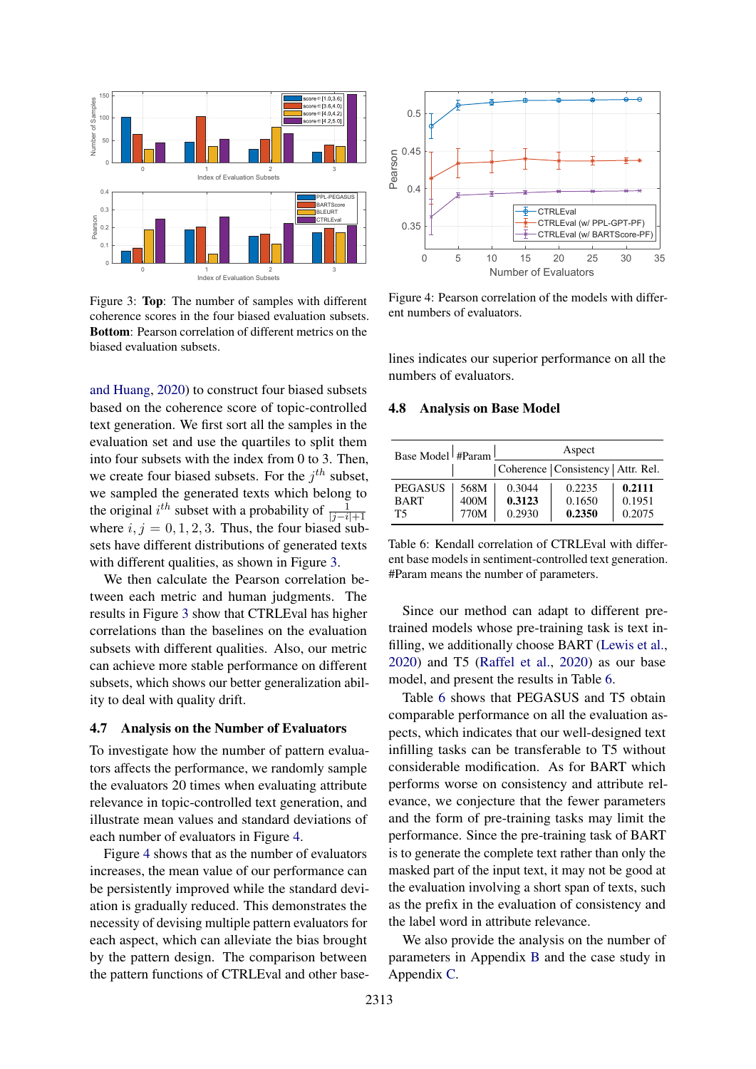Figure 3: **Top**: The number of samples with different coherence scores in the four biased evaluation subsets. **Bottom**: Pearson correlation of different metrics on the biased evaluation subsets.

and Huang, 2020) to construct four biased subsets based on the coherence score of topic-controlled text generation. We first sort all the samples in the evaluation set and use the quartiles to split them into four subsets with the index from 0 to 3. Then, we create four biased subsets. For the $j^{th}$ subset, we sampled the generated texts which belong to the original $i^{th}$ subset with a probability of $\frac{1}{|j-i|+1}$ where $i, j = 0, 1, 2, 3$. Thus, the four biased subsets have different distributions of generated texts with different qualities, as shown in Figure 3.

We then calculate the Pearson correlation between each metric and human judgments. The results in Figure 3 show that CTRLEval has higher correlations than the baselines on the evaluation subsets with different qualities. Also, our metric can achieve more stable performance on different subsets, which shows our better generalization ability to deal with quality drift.

## 4.7 Analysis on the Number of Evaluators

To investigate how the number of pattern evaluators affects the performance, we randomly sample the evaluators 20 times when evaluating attribute relevance in topic-controlled text generation, and illustrate mean values and standard deviations of each number of evaluators in Figure 4.

Figure 4 shows that as the number of evaluators increases, the mean value of our performance can be persistently improved while the standard deviation is gradually reduced. This demonstrates the necessity of devising multiple pattern evaluators for each aspect, which can alleviate the bias brought by the pattern design. The comparison between the pattern functions of CTRLEval and other baselines indicates our superior performance on all the numbers of evaluators.

Figure 4: Pearson correlation of the models with different numbers of evaluators.

## 4.8 Analysis on Base Model

| Base Model | #Param | Aspect | | |
|---|---|---|---|---|
| | | Coherence | Consistency | Attr. Rel. |
| PEGASUS | 568M | 0.3044 | 0.2235 | **0.2111** |
| BART | 400M | **0.3123** | 0.1650 | 0.1951 |
| T5 | 770M | 0.2930 | **0.2350** | 0.2075 |

Table 6: Kendall correlation of CTRLEval with different base models in sentiment-controlled text generation. #Param means the number of parameters.

Since our method can adapt to different pre-trained models whose pre-training task is text infilling, we additionally choose BART (Lewis et al., 2020) and T5 (Raffel et al., 2020) as our base model, and present the results in Table 6.

Table 6 shows that PEGASUS and T5 obtain comparable performance on all the evaluation aspects, which indicates that our well-designed text infilling tasks can be transferable to T5 without considerable modification. As for BART which performs worse on consistency and attribute relevance, we conjecture that the fewer parameters and the form of pre-training tasks may limit the performance. Since the pre-training task of BART is to generate the complete text rather than only the masked part of the input text, it may not be good at the evaluation involving a short span of texts, such as the prefix in the evaluation of consistency and the label word in attribute relevance.

We also provide the analysis on the number of parameters in Appendix B and the case study in Appendix C.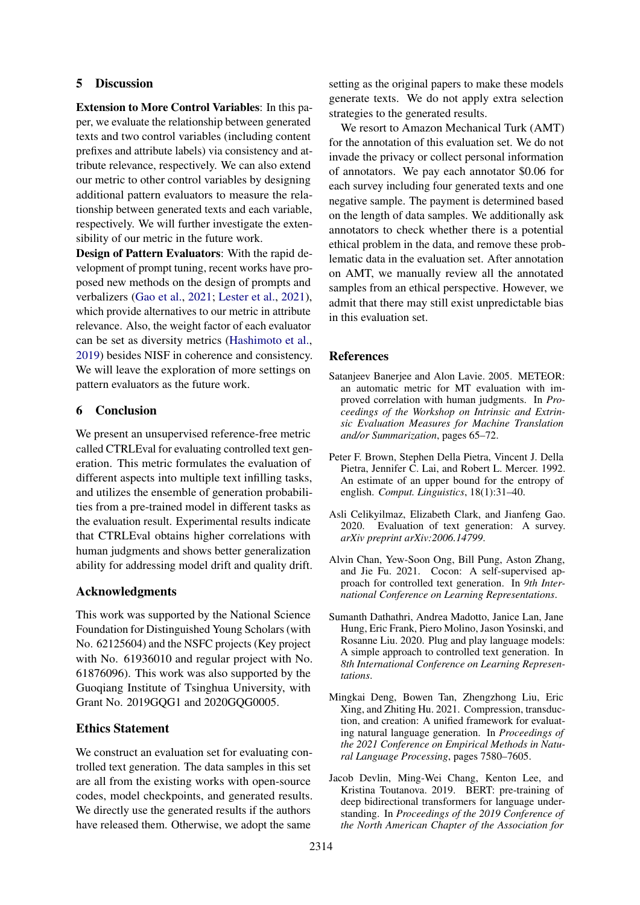## 5 Discussion

**Extension to More Control Variables**: In this paper, we evaluate the relationship between generated texts and two control variables (including content prefixes and attribute labels) via consistency and attribute relevance, respectively. We can also extend our metric to other control variables by designing additional pattern evaluators to measure the relationship between generated texts and each variable, respectively. We will further investigate the extensibility of our metric in the future work.

**Design of Pattern Evaluators**: With the rapid development of prompt tuning, recent works have proposed new methods on the design of prompts and verbalizers (Gao et al., 2021; Lester et al., 2021), which provide alternatives to our metric in attribute relevance. Also, the weight factor of each evaluator can be set as diversity metrics (Hashimoto et al., 2019) besides NISF in coherence and consistency. We will leave the exploration of more settings on pattern evaluators as the future work.

## 6 Conclusion

We present an unsupervised reference-free metric called CTRLEval for evaluating controlled text generation. This metric formulates the evaluation of different aspects into multiple text infilling tasks, and utilizes the ensemble of generation probabilities from a pre-trained model in different tasks as the evaluation result. Experimental results indicate that CTRLEval obtains higher correlations with human judgments and shows better generalization ability for addressing model drift and quality drift.

## Acknowledgments

This work was supported by the National Science Foundation for Distinguished Young Scholars (with No. 62125604) and the NSFC projects (Key project with No. 61936010 and regular project with No. 61876096). This work was also supported by the Guoqiang Institute of Tsinghua University, with Grant No. 2019GQG1 and 2020GQG0005.

## Ethics Statement

We construct an evaluation set for evaluating controlled text generation. The data samples in this set are all from the existing works with open-source codes, model checkpoints, and generated results. We directly use the generated results if the authors have released them. Otherwise, we adopt the same setting as the original papers to make these models generate texts. We do not apply extra selection strategies to the generated results.

We resort to Amazon Mechanical Turk (AMT) for the annotation of this evaluation set. We do not invade the privacy or collect personal information of annotators. We pay each annotator $0.06 for each survey including four generated texts and one negative sample. The payment is determined based on the length of data samples. We additionally ask annotators to check whether there is a potential ethical problem in the data, and remove these problematic data in the evaluation set. After annotation on AMT, we manually review all the annotated samples from an ethical perspective. However, we admit that there may still exist unpredictable bias in this evaluation set.

## References

Satanjeev Banerjee and Alon Lavie. 2005. METEOR: an automatic metric for MT evaluation with improved correlation with human judgments. In *Proceedings of the Workshop on Intrinsic and Extrinsic Evaluation Measures for Machine Translation and/or Summarization*, pages 65–72.

Peter F. Brown, Stephen Della Pietra, Vincent J. Della Pietra, Jennifer C. Lai, and Robert L. Mercer. 1992. An estimate of an upper bound for the entropy of english. *Comput. Linguistics*, 18(1):31–40.

Asli Celikyilmaz, Elizabeth Clark, and Jianfeng Gao. 2020. Evaluation of text generation: A survey. *arXiv preprint arXiv:2006.14799*.

Alvin Chan, Yew-Soon Ong, Bill Pung, Aston Zhang, and Jie Fu. 2021. Cocon: A self-supervised approach for controlled text generation. In *9th International Conference on Learning Representations*.

Sumanth Dathathri, Andrea Madotto, Janice Lan, Jane Hung, Eric Frank, Piero Molino, Jason Yosinski, and Rosanne Liu. 2020. Plug and play language models: A simple approach to controlled text generation. In *8th International Conference on Learning Representations*.

Mingkai Deng, Bowen Tan, Zhengzhong Liu, Eric Xing, and Zhiting Hu. 2021. Compression, transduction, and creation: A unified framework for evaluating natural language generation. In *Proceedings of the 2021 Conference on Empirical Methods in Natural Language Processing*, pages 7580–7605.

Jacob Devlin, Ming-Wei Chang, Kenton Lee, and Kristina Toutanova. 2019. BERT: pre-training of deep bidirectional transformers for language understanding. In *Proceedings of the 2019 Conference of the North American Chapter of the Association for*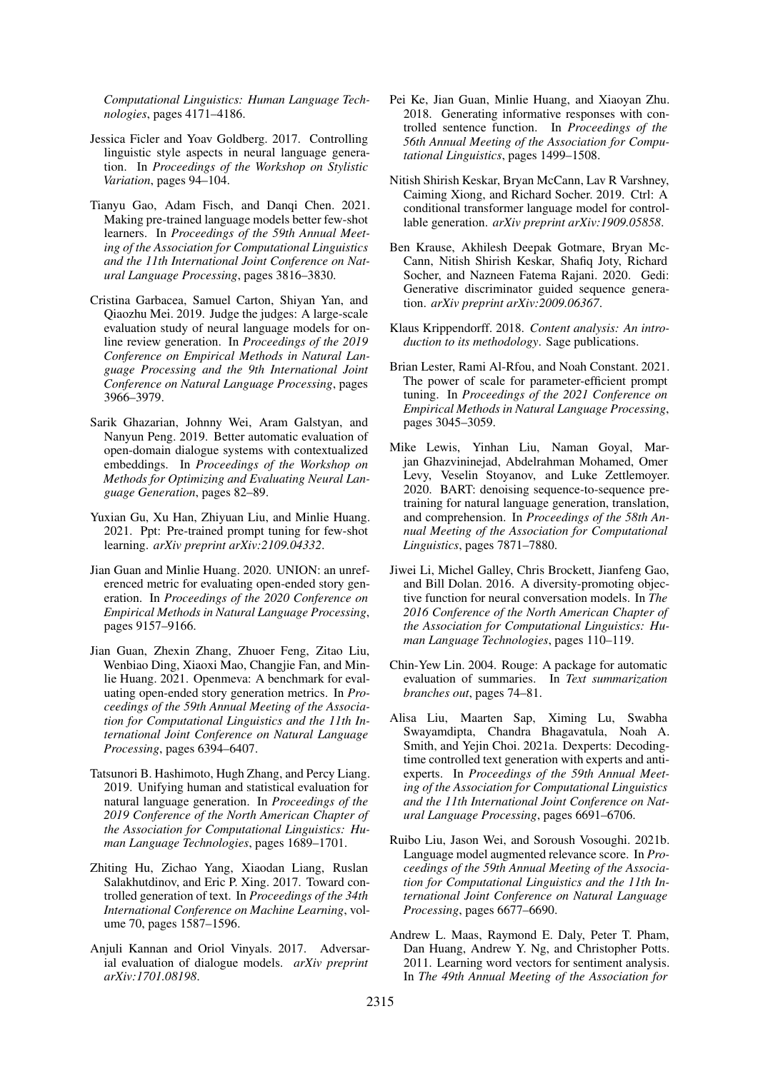*Computational Linguistics: Human Language Technologies*, pages 4171–4186.

Jessica Ficler and Yoav Goldberg. 2017. Controlling linguistic style aspects in neural language generation. In *Proceedings of the Workshop on Stylistic Variation*, pages 94–104.

Tianyu Gao, Adam Fisch, and Danqi Chen. 2021. Making pre-trained language models better few-shot learners. In *Proceedings of the 59th Annual Meeting of the Association for Computational Linguistics and the 11th International Joint Conference on Natural Language Processing*, pages 3816–3830.

Cristina Garbacea, Samuel Carton, Shiyan Yan, and Qiaozhu Mei. 2019. Judge the judges: A large-scale evaluation study of neural language models for online review generation. In *Proceedings of the 2019 Conference on Empirical Methods in Natural Language Processing and the 9th International Joint Conference on Natural Language Processing*, pages 3966–3979.

Sarik Ghazarian, Johnny Wei, Aram Galstyan, and Nanyun Peng. 2019. Better automatic evaluation of open-domain dialogue systems with contextualized embeddings. In *Proceedings of the Workshop on Methods for Optimizing and Evaluating Neural Language Generation*, pages 82–89.

Yuxian Gu, Xu Han, Zhiyuan Liu, and Minlie Huang. 2021. Ppt: Pre-trained prompt tuning for few-shot learning. *arXiv preprint arXiv:2109.04332*.

Jian Guan and Minlie Huang. 2020. UNION: an unreferenced metric for evaluating open-ended story generation. In *Proceedings of the 2020 Conference on Empirical Methods in Natural Language Processing*, pages 9157–9166.

Jian Guan, Zhexin Zhang, Zhuoer Feng, Zitao Liu, Wenbiao Ding, Xiaoxi Mao, Changjie Fan, and Minlie Huang. 2021. Openmeva: A benchmark for evaluating open-ended story generation metrics. In *Proceedings of the 59th Annual Meeting of the Association for Computational Linguistics and the 11th International Joint Conference on Natural Language Processing*, pages 6394–6407.

Tatsunori B. Hashimoto, Hugh Zhang, and Percy Liang. 2019. Unifying human and statistical evaluation for natural language generation. In *Proceedings of the 2019 Conference of the North American Chapter of the Association for Computational Linguistics: Human Language Technologies*, pages 1689–1701.

Zhiting Hu, Zichao Yang, Xiaodan Liang, Ruslan Salakhutdinov, and Eric P. Xing. 2017. Toward controlled generation of text. In *Proceedings of the 34th International Conference on Machine Learning*, volume 70, pages 1587–1596.

Anjuli Kannan and Oriol Vinyals. 2017. Adversarial evaluation of dialogue models. *arXiv preprint arXiv:1701.08198*.

Pei Ke, Jian Guan, Minlie Huang, and Xiaoyan Zhu. 2018. Generating informative responses with controlled sentence function. In *Proceedings of the 56th Annual Meeting of the Association for Computational Linguistics*, pages 1499–1508.

Nitish Shirish Keskar, Bryan McCann, Lav R Varshney, Caiming Xiong, and Richard Socher. 2019. Ctrl: A conditional transformer language model for controllable generation. *arXiv preprint arXiv:1909.05858*.

Ben Krause, Akhilesh Deepak Gotmare, Bryan McCann, Nitish Shirish Keskar, Shafiq Joty, Richard Socher, and Nazneen Fatema Rajani. 2020. Gedi: Generative discriminator guided sequence generation. *arXiv preprint arXiv:2009.06367*.

Klaus Krippendorff. 2018. *Content analysis: An introduction to its methodology*. Sage publications.

Brian Lester, Rami Al-Rfou, and Noah Constant. 2021. The power of scale for parameter-efficient prompt tuning. In *Proceedings of the 2021 Conference on Empirical Methods in Natural Language Processing*, pages 3045–3059.

Mike Lewis, Yinhan Liu, Naman Goyal, Marjan Ghazvininejad, Abdelrahman Mohamed, Omer Levy, Veselin Stoyanov, and Luke Zettlemoyer. 2020. BART: denoising sequence-to-sequence pretraining for natural language generation, translation, and comprehension. In *Proceedings of the 58th Annual Meeting of the Association for Computational Linguistics*, pages 7871–7880.

Jiwei Li, Michel Galley, Chris Brockett, Jianfeng Gao, and Bill Dolan. 2016. A diversity-promoting objective function for neural conversation models. In *The 2016 Conference of the North American Chapter of the Association for Computational Linguistics: Human Language Technologies*, pages 110–119.

Chin-Yew Lin. 2004. Rouge: A package for automatic evaluation of summaries. In *Text summarization branches out*, pages 74–81.

Alisa Liu, Maarten Sap, Ximing Lu, Swabha Swayamdipta, Chandra Bhagavatula, Noah A. Smith, and Yejin Choi. 2021a. Dexperts: Decoding-time controlled text generation with experts and anti-experts. In *Proceedings of the 59th Annual Meeting of the Association for Computational Linguistics and the 11th International Joint Conference on Natural Language Processing*, pages 6691–6706.

Ruibo Liu, Jason Wei, and Soroush Vosoughi. 2021b. Language model augmented relevance score. In *Proceedings of the 59th Annual Meeting of the Association for Computational Linguistics and the 11th International Joint Conference on Natural Language Processing*, pages 6677–6690.

Andrew L. Maas, Raymond E. Daly, Peter T. Pham, Dan Huang, Andrew Y. Ng, and Christopher Potts. 2011. Learning word vectors for sentiment analysis. In *The 49th Annual Meeting of the Association for*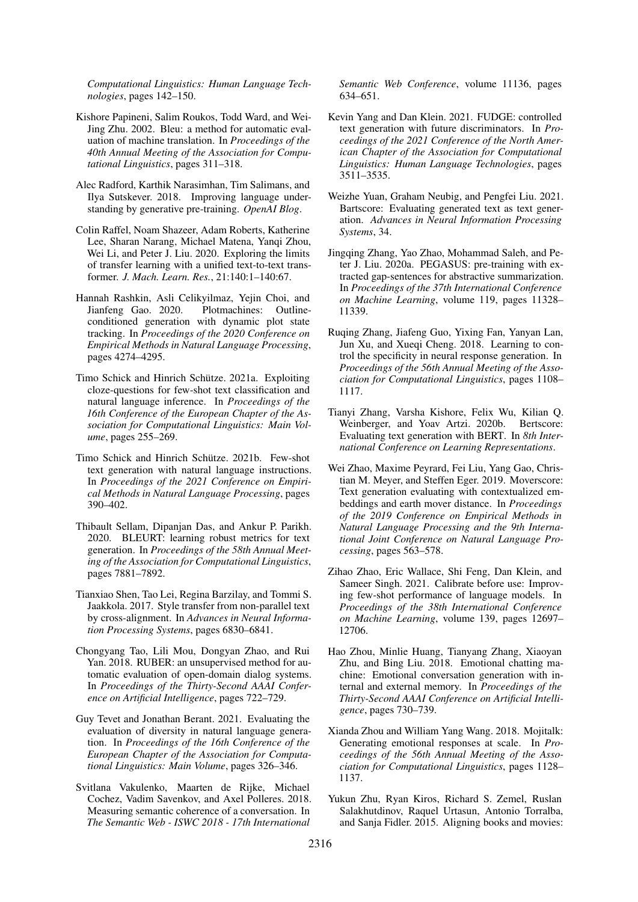*Computational Linguistics: Human Language Technologies*, pages 142–150.

Kishore Papineni, Salim Roukos, Todd Ward, and Wei-Jing Zhu. 2002. Bleu: a method for automatic evaluation of machine translation. In *Proceedings of the 40th Annual Meeting of the Association for Computational Linguistics*, pages 311–318.

Alec Radford, Karthik Narasimhan, Tim Salimans, and Ilya Sutskever. 2018. Improving language understanding by generative pre-training. *OpenAI Blog*.

Colin Raffel, Noam Shazeer, Adam Roberts, Katherine Lee, Sharan Narang, Michael Matena, Yanqi Zhou, Wei Li, and Peter J. Liu. 2020. Exploring the limits of transfer learning with a unified text-to-text transformer. *J. Mach. Learn. Res.*, 21:140:1–140:67.

Hannah Rashkin, Asli Celikyilmaz, Yejin Choi, and Jianfeng Gao. 2020. Plotmachines: Outline-conditioned generation with dynamic plot state tracking. In *Proceedings of the 2020 Conference on Empirical Methods in Natural Language Processing*, pages 4274–4295.

Timo Schick and Hinrich Schütze. 2021a. Exploiting cloze-questions for few-shot text classification and natural language inference. In *Proceedings of the 16th Conference of the European Chapter of the Association for Computational Linguistics: Main Volume*, pages 255–269.

Timo Schick and Hinrich Schütze. 2021b. Few-shot text generation with natural language instructions. In *Proceedings of the 2021 Conference on Empirical Methods in Natural Language Processing*, pages 390–402.

Thibault Sellam, Dipanjan Das, and Ankur P. Parikh. 2020. BLEURT: learning robust metrics for text generation. In *Proceedings of the 58th Annual Meeting of the Association for Computational Linguistics*, pages 7881–7892.

Tianxiao Shen, Tao Lei, Regina Barzilay, and Tommi S. Jaakkola. 2017. Style transfer from non-parallel text by cross-alignment. In *Advances in Neural Information Processing Systems*, pages 6830–6841.

Chongyang Tao, Lili Mou, Dongyan Zhao, and Rui Yan. 2018. RUBER: an unsupervised method for automatic evaluation of open-domain dialog systems. In *Proceedings of the Thirty-Second AAAI Conference on Artificial Intelligence*, pages 722–729.

Guy Tevet and Jonathan Berant. 2021. Evaluating the evaluation of diversity in natural language generation. In *Proceedings of the 16th Conference of the European Chapter of the Association for Computational Linguistics: Main Volume*, pages 326–346.

Svitlana Vakulenko, Maarten de Rijke, Michael Cochez, Vadim Savenkov, and Axel Polleres. 2018. Measuring semantic coherence of a conversation. In *The Semantic Web - ISWC 2018 - 17th International Semantic Web Conference*, volume 11136, pages 634–651.

Kevin Yang and Dan Klein. 2021. FUDGE: controlled text generation with future discriminators. In *Proceedings of the 2021 Conference of the North American Chapter of the Association for Computational Linguistics: Human Language Technologies*, pages 3511–3535.

Weizhe Yuan, Graham Neubig, and Pengfei Liu. 2021. Bartscore: Evaluating generated text as text generation. *Advances in Neural Information Processing Systems*, 34.

Jingqing Zhang, Yao Zhao, Mohammad Saleh, and Peter J. Liu. 2020a. PEGASUS: pre-training with extracted gap-sentences for abstractive summarization. In *Proceedings of the 37th International Conference on Machine Learning*, volume 119, pages 11328–11339.

Ruqing Zhang, Jiafeng Guo, Yixing Fan, Yanyan Lan, Jun Xu, and Xueqi Cheng. 2018. Learning to control the specificity in neural response generation. In *Proceedings of the 56th Annual Meeting of the Association for Computational Linguistics*, pages 1108–1117.

Tianyi Zhang, Varsha Kishore, Felix Wu, Kilian Q. Weinberger, and Yoav Artzi. 2020b. Bertscore: Evaluating text generation with BERT. In *8th International Conference on Learning Representations*.

Wei Zhao, Maxime Peyrard, Fei Liu, Yang Gao, Christian M. Meyer, and Steffen Eger. 2019. Moverscore: Text generation evaluating with contextualized embeddings and earth mover distance. In *Proceedings of the 2019 Conference on Empirical Methods in Natural Language Processing and the 9th International Joint Conference on Natural Language Processing*, pages 563–578.

Zihao Zhao, Eric Wallace, Shi Feng, Dan Klein, and Sameer Singh. 2021. Calibrate before use: Improving few-shot performance of language models. In *Proceedings of the 38th International Conference on Machine Learning*, volume 139, pages 12697–12706.

Hao Zhou, Minlie Huang, Tianyang Zhang, Xiaoyan Zhu, and Bing Liu. 2018. Emotional chatting machine: Emotional conversation generation with internal and external memory. In *Proceedings of the Thirty-Second AAAI Conference on Artificial Intelligence*, pages 730–739.

Xianda Zhou and William Yang Wang. 2018. Mojitalk: Generating emotional responses at scale. In *Proceedings of the 56th Annual Meeting of the Association for Computational Linguistics*, pages 1128–1137.

Yukun Zhu, Ryan Kiros, Richard S. Zemel, Ruslan Salakhutdinov, Raquel Urtasun, Antonio Torralba, and Sanja Fidler. 2015. Aligning books and movies: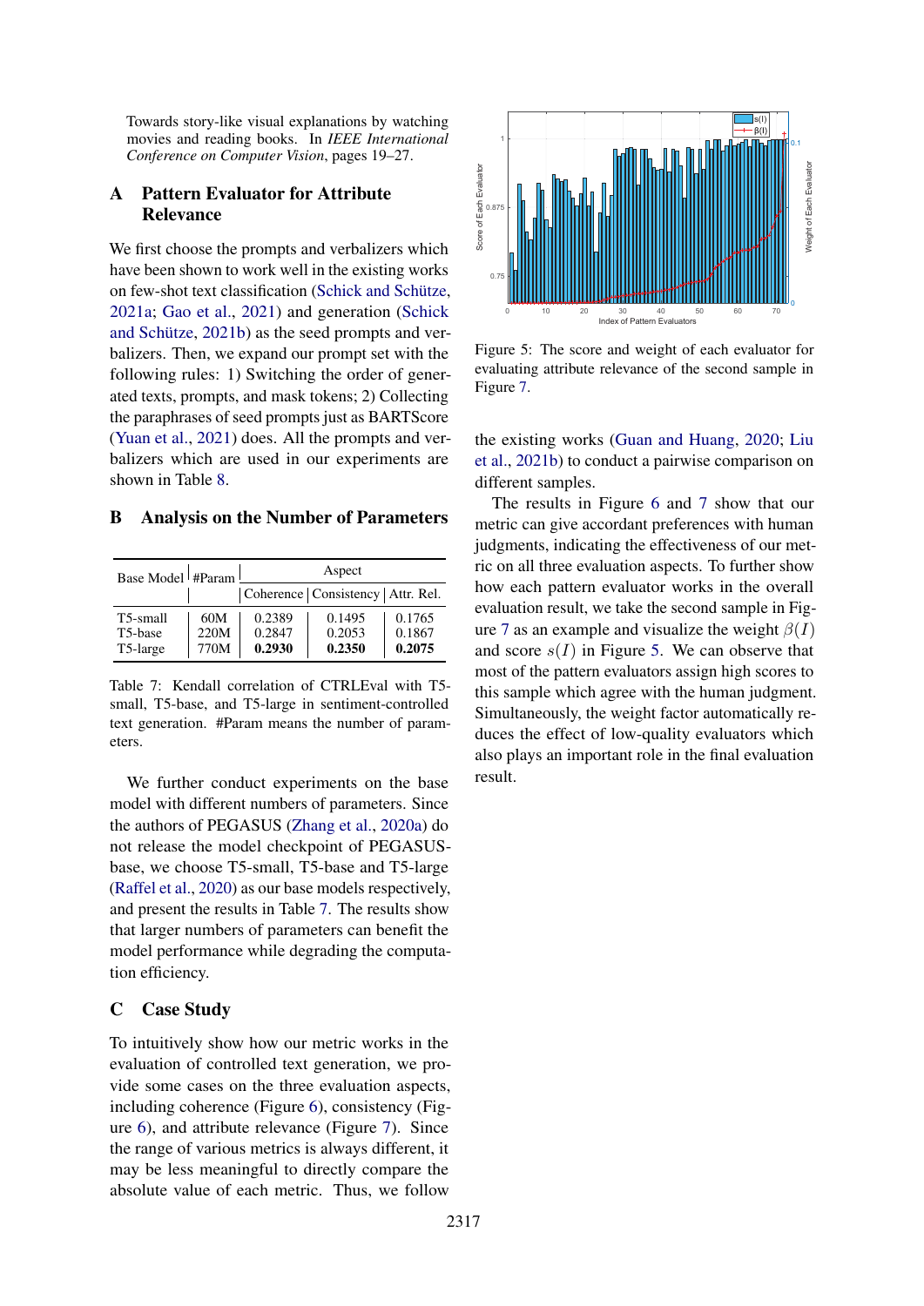Towards story-like visual explanations by watching movies and reading books. In *IEEE International Conference on Computer Vision*, pages 19–27.

## A Pattern Evaluator for Attribute Relevance

We first choose the prompts and verbalizers which have been shown to work well in the existing works on few-shot text classification (Schick and Schütze, 2021a; Gao et al., 2021) and generation (Schick and Schütze, 2021b) as the seed prompts and verbalizers. Then, we expand our prompt set with the following rules: 1) Switching the order of generated texts, prompts, and mask tokens; 2) Collecting the paraphrases of seed prompts just as BARTScore (Yuan et al., 2021) does. All the prompts and verbalizers which are used in our experiments are shown in Table 8.

## B Analysis on the Number of Parameters

| Base Model | #Param | Aspect | | |
|---|---|---|---|---|
| | | Coherence | Consistency | Attr. Rel. |
| T5-small | 60M | 0.2389 | 0.1495 | 0.1765 |
| T5-base | 220M | 0.2847 | 0.2053 | 0.1867 |
| T5-large | 770M | **0.2930** | **0.2350** | **0.2075** |

Table 7: Kendall correlation of CTRLEval with T5-small, T5-base, and T5-large in sentiment-controlled text generation. #Param means the number of parameters.

We further conduct experiments on the base model with different numbers of parameters. Since the authors of PEGASUS (Zhang et al., 2020a) do not release the model checkpoint of PEGASUS-base, we choose T5-small, T5-base and T5-large (Raffel et al., 2020) as our base models respectively, and present the results in Table 7. The results show that larger numbers of parameters can benefit the model performance while degrading the computation efficiency.

## C Case Study

To intuitively show how our metric works in the evaluation of controlled text generation, we provide some cases on the three evaluation aspects, including coherence (Figure 6), consistency (Figure 6), and attribute relevance (Figure 7). Since the range of various metrics is always different, it may be less meaningful to directly compare the absolute value of each metric. Thus, we follow the existing works (Guan and Huang, 2020; Liu et al., 2021b) to conduct a pairwise comparison on different samples.

Figure 5: The score and weight of each evaluator for evaluating attribute relevance of the second sample in Figure 7.

The results in Figure 6 and 7 show that our metric can give accordant preferences with human judgments, indicating the effectiveness of our metric on all three evaluation aspects. To further show how each pattern evaluator works in the overall evaluation result, we take the second sample in Figure 7 as an example and visualize the weight $\beta(I)$ and score $s(I)$ in Figure 5. We can observe that most of the pattern evaluators assign high scores to this sample which agree with the human judgment. Simultaneously, the weight factor automatically reduces the effect of low-quality evaluators which also plays an important role in the final evaluation result.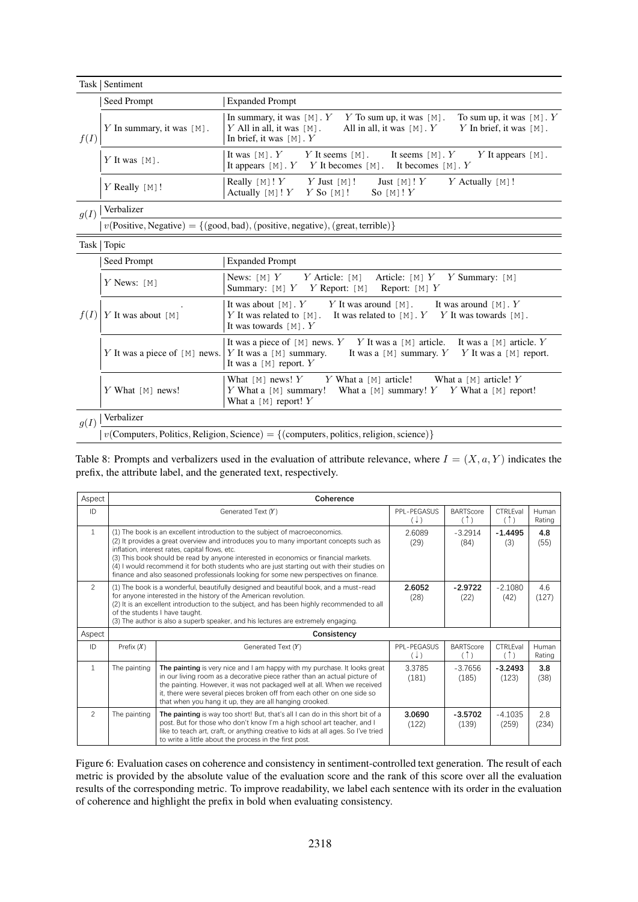| Task | Sentiment | |
|---|---|---|
| | Seed Prompt | Expanded Prompt |
| $f(I)$ | $Y$ In summary, it was [M]. | In summary, it was [M]. $Y$ &nbsp; $Y$ To sum up, it was [M]. &nbsp; To sum up, it was [M]. $Y$ &nbsp; $Y$ All in all, it was [M]. &nbsp; All in all, it was [M]. $Y$ &nbsp; $Y$ In brief, it was [M]. &nbsp; In brief, it was [M]. $Y$ |
| | $Y$ It was [M]. | It was [M]. $Y$ &nbsp; $Y$ It seems [M]. &nbsp; It seems [M]. $Y$ &nbsp; $Y$ It appears [M]. &nbsp; It appears [M]. $Y$ &nbsp; $Y$ It becomes [M]. &nbsp; It becomes [M]. $Y$ |
| | $Y$ Really [M]! | Really [M]! $Y$ &nbsp; $Y$ Just [M]! &nbsp; Just [M]! $Y$ &nbsp; $Y$ Actually [M]! &nbsp; Actually [M]! $Y$ &nbsp; $Y$ So [M]! &nbsp; So [M]! $Y$ |
| $g(I)$ | Verbalizer | |
| | $v$(Positive, Negative) = {(good, bad), (positive, negative), (great, terrible)} | |
| Task | Topic | |
| | Seed Prompt | Expanded Prompt |
| $f(I)$ | $Y$ News: [M] | News: [M] $Y$ &nbsp; $Y$ Article: [M] &nbsp; Article: [M] $Y$ &nbsp; $Y$ Summary: [M] &nbsp; Summary: [M] $Y$ &nbsp; $Y$ Report: [M] &nbsp; Report: [M] $Y$ |
| | $Y$ It was about [M] | It was about [M]. $Y$ &nbsp; $Y$ It was around [M]. &nbsp; It was around [M]. $Y$ &nbsp; $Y$ It was related to [M]. &nbsp; It was related to [M]. $Y$ &nbsp; $Y$ It was towards [M]. &nbsp; It was towards [M]. $Y$ |
| | $Y$ It was a piece of [M] news. | It was a piece of [M] news. $Y$ &nbsp; $Y$ It was a [M] article. &nbsp; It was a [M] article. $Y$ &nbsp; $Y$ It was a [M] summary. &nbsp; It was a [M] summary. $Y$ &nbsp; $Y$ It was a [M] report. &nbsp; It was a [M] report. $Y$ |
| | $Y$ What [M] news! | What [M] news! $Y$ &nbsp; $Y$ What a [M] article! &nbsp; What a [M] article! $Y$ &nbsp; $Y$ What a [M] summary! &nbsp; What a [M] summary! $Y$ &nbsp; $Y$ What a [M] report! &nbsp; What a [M] report! $Y$ |
| $g(I)$ | Verbalizer | |
| | $v$(Computers, Politics, Religion, Science) = {(computers, politics, religion, science)} | |

Table 8: Prompts and verbalizers used in the evaluation of attribute relevance, where $I = (X, a, Y)$ indicates the prefix, the attribute label, and the generated text, respectively.

| Aspect | Coherence | | | | |
|---|---|---|---|---|---|
| ID | Generated Text ($Y$) | PPL-PEGASUS (↓) | BARTScore (↑) | CTRLEval (↑) | Human Rating |
| 1 | (1) The book is an excellent introduction to the subject of macroeconomics. (2) It provides a great overview and introduces you to many important concepts such as inflation, interest rates, capital flows, etc. (3) This book should be read by anyone interested in economics or financial markets. (4) I would recommend it for both students who are just starting out with their studies on finance and also seasoned professionals looking for some new perspectives on finance. | 2.6089 (29) | -3.2914 (84) | **-1.4495** (3) | **4.8** (55) |
| 2 | (1) The book is a wonderful, beautifully designed and beautiful book, and a must-read for anyone interested in the history of the American revolution. (2) It is an excellent introduction to the subject, and has been highly recommended to all of the students I have taught. (3) The author is also a superb speaker, and his lectures are extremely engaging. | **2.6052** (28) | **-2.9722** (22) | -2.1080 (42) | 4.6 (127) |

| Aspect | Consistency | | | | | |
|---|---|---|---|---|---|---|
| ID | Prefix ($X$) | Generated Text ($Y$) | PPL-PEGASUS (↓) | BARTScore (↑) | CTRLEval (↑) | Human Rating |
| 1 | The painting | **The painting** is very nice and I am happy with my purchase. It looks great in our living room as a decorative piece rather than an actual picture of the painting. However, it was not packaged well at all. When we received it, there were several pieces broken off from each other on one side so that when you hang it up, they are all hanging crooked. | 3.3785 (181) | -3.7656 (185) | **-3.2493** (123) | **3.8** (38) |
| 2 | The painting | **The painting** is way too short! But, that's all I can do in this short bit of a post. But for those who don't know I'm a high school art teacher, and I like to teach art, craft, or anything creative to kids at all ages. So I've tried to write a little about the process in the first post. | **3.0690** (122) | **-3.5702** (139) | -4.1035 (259) | 2.8 (234) |

Figure 6: Evaluation cases on coherence and consistency in sentiment-controlled text generation. The result of each metric is provided by the absolute value of the evaluation score and the rank of this score over all the evaluation results of the corresponding metric. To improve readability, we label each sentence with its order in the evaluation of coherence and highlight the prefix in bold when evaluating consistency.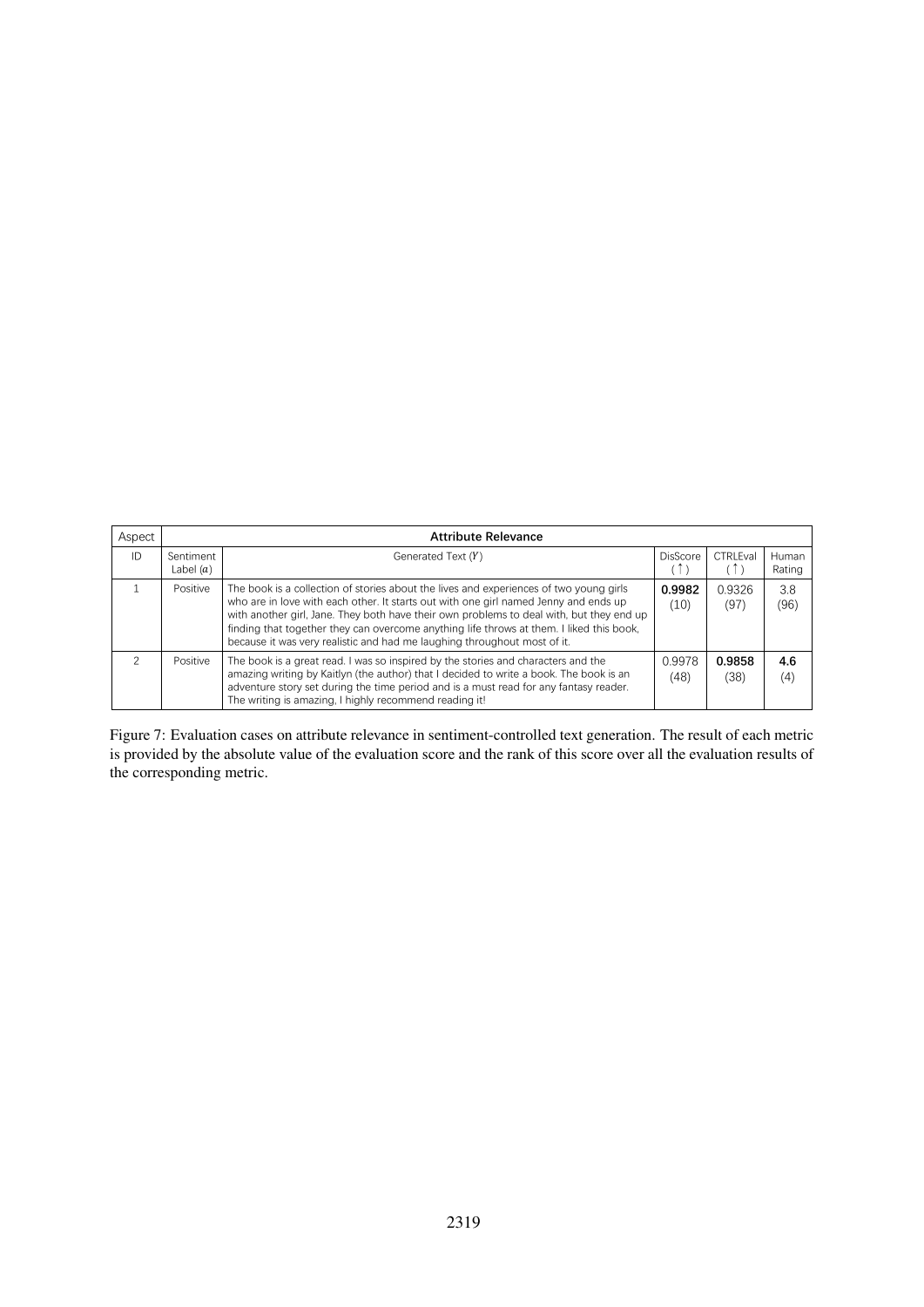| Aspect | Attribute Relevance | | | | |
|---|---|---|---|---|---|
| ID | Sentiment Label ($a$) | Generated Text ($Y$) | DisScore (↑) | CTRLEval (↑) | Human Rating |
| 1 | Positive | The book is a collection of stories about the lives and experiences of two young girls who are in love with each other. It starts out with one girl named Jenny and ends up with another girl, Jane. They both have their own problems to deal with, but they end up finding that together they can overcome anything life throws at them. I liked this book, because it was very realistic and had me laughing throughout most of it. | **0.9982** (10) | 0.9326 (97) | 3.8 (96) |
| 2 | Positive | The book is a great read. I was so inspired by the stories and characters and the amazing writing by Kaitlyn (the author) that I decided to write a book. The book is an adventure story set during the time period and is a must read for any fantasy reader. The writing is amazing, I highly recommend reading it! | 0.9978 (48) | **0.9858** (38) | **4.6** (4) |

Figure 7: Evaluation cases on attribute relevance in sentiment-controlled text generation. The result of each metric is provided by the absolute value of the evaluation score and the rank of this score over all the evaluation results of the corresponding metric.